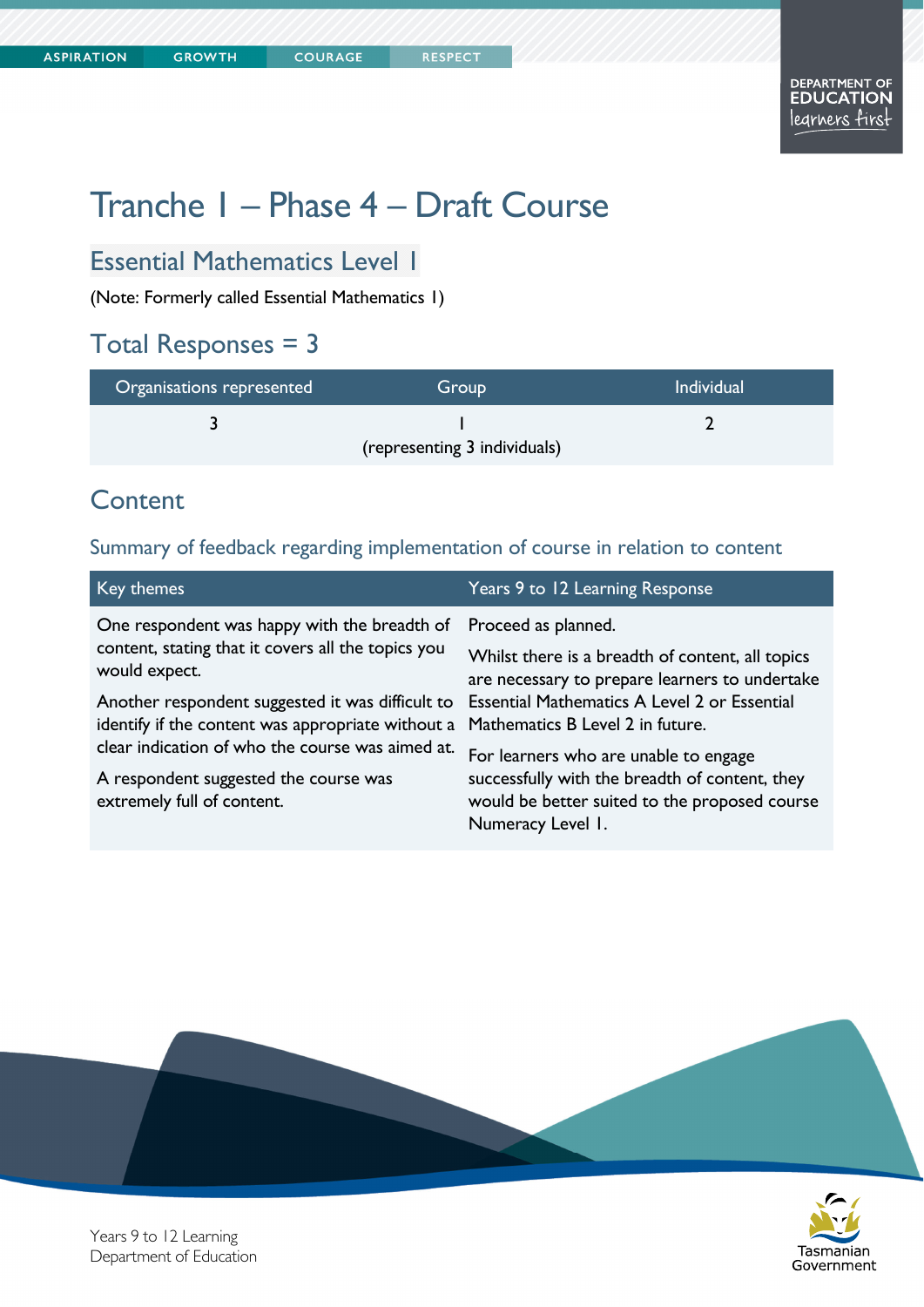# Tranche 1 – Phase 4 – Draft Course

## Essential Mathematics Level 1

(Note: Formerly called Essential Mathematics 1)

## Total Responses = 3

| Organisations represented | Group | Individual |
|---|---|---|
| 3 | 1 (representing 3 individuals) | 2 |

## Content

### Summary of feedback regarding implementation of course in relation to content

| Key themes | Years 9 to 12 Learning Response |
|---|---|
| One respondent was happy with the breadth of content, stating that it covers all the topics you would expect.<br><br>Another respondent suggested it was difficult to identify if the content was appropriate without a clear indication of who the course was aimed at.<br><br>A respondent suggested the course was extremely full of content. | Proceed as planned.<br><br>Whilst there is a breadth of content, all topics are necessary to prepare learners to undertake Essential Mathematics A Level 2 or Essential Mathematics B Level 2 in future.<br><br>For learners who are unable to engage successfully with the breadth of content, they would be better suited to the proposed course Numeracy Level 1. |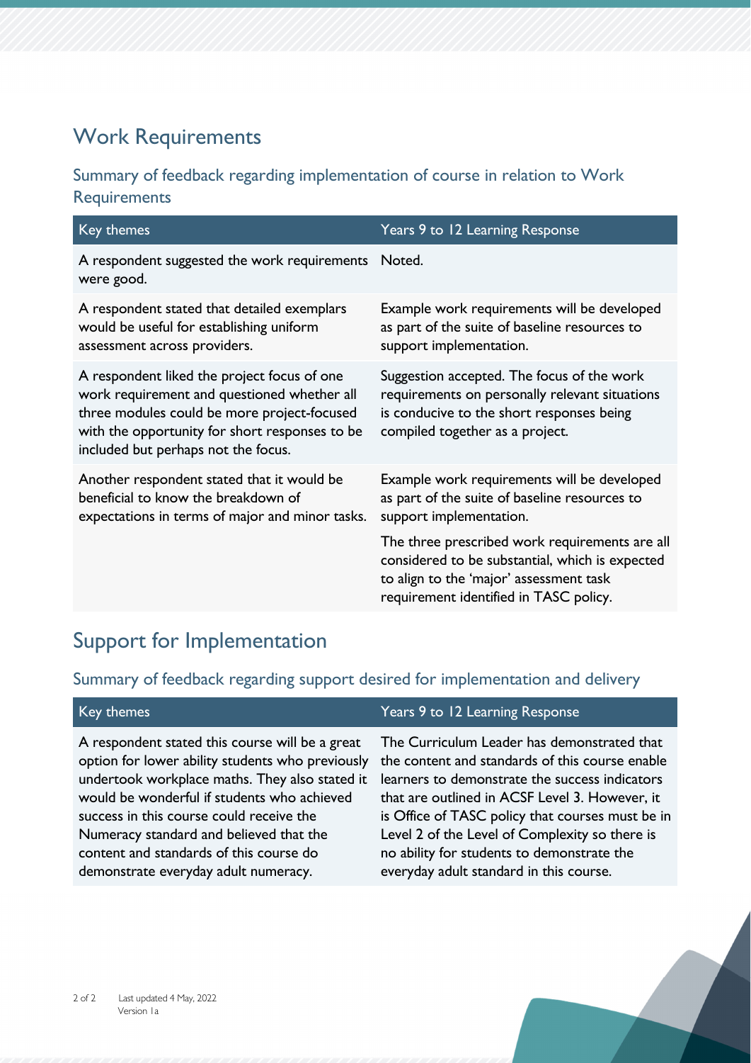# Work Requirements

## Summary of feedback regarding implementation of course in relation to Work Requirements

| Key themes | Years 9 to 12 Learning Response |
|---|---|
| A respondent suggested the work requirements were good. | Noted. |
| A respondent stated that detailed exemplars would be useful for establishing uniform assessment across providers. | Example work requirements will be developed as part of the suite of baseline resources to support implementation. |
| A respondent liked the project focus of one work requirement and questioned whether all three modules could be more project-focused with the opportunity for short responses to be included but perhaps not the focus. | Suggestion accepted. The focus of the work requirements on personally relevant situations is conducive to the short responses being compiled together as a project. |
| Another respondent stated that it would be beneficial to know the breakdown of expectations in terms of major and minor tasks. | Example work requirements will be developed as part of the suite of baseline resources to support implementation. <br><br> The three prescribed work requirements are all considered to be substantial, which is expected to align to the 'major' assessment task requirement identified in TASC policy. |

# Support for Implementation

## Summary of feedback regarding support desired for implementation and delivery

| Key themes | Years 9 to 12 Learning Response |
|---|---|
| A respondent stated this course will be a great option for lower ability students who previously undertook workplace maths. They also stated it would be wonderful if students who achieved success in this course could receive the Numeracy standard and believed that the content and standards of this course do demonstrate everyday adult numeracy. | The Curriculum Leader has demonstrated that the content and standards of this course enable learners to demonstrate the success indicators that are outlined in ACSF Level 3. However, it is Office of TASC policy that courses must be in Level 2 of the Level of Complexity so there is no ability for students to demonstrate the everyday adult standard in this course. |

Last updated 4 May, 2022
Version 1a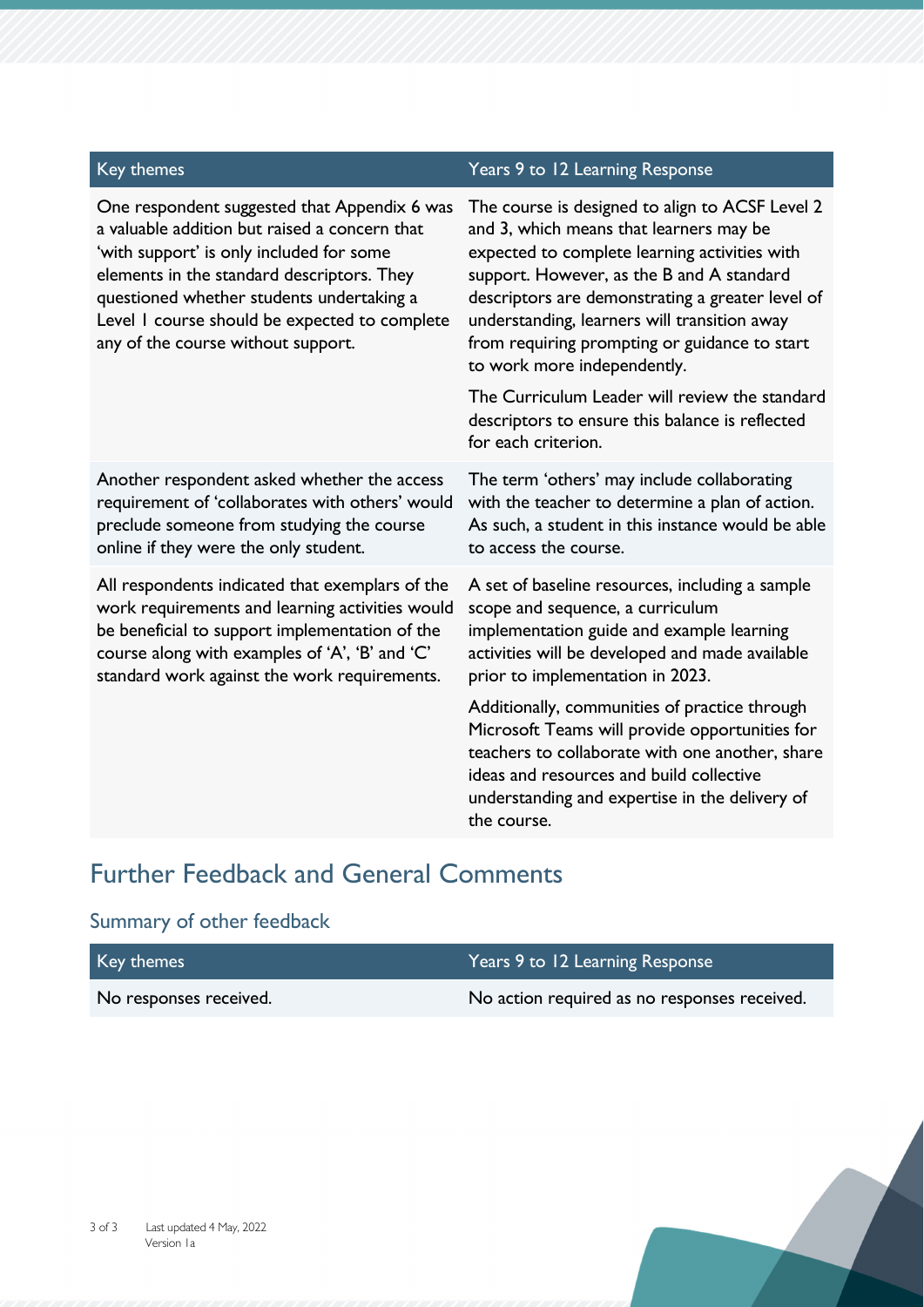| Key themes | Years 9 to 12 Learning Response |
|---|---|
| One respondent suggested that Appendix 6 was a valuable addition but raised a concern that 'with support' is only included for some elements in the standard descriptors. They questioned whether students undertaking a Level 1 course should be expected to complete any of the course without support. | The course is designed to align to ACSF Level 2 and 3, which means that learners may be expected to complete learning activities with support. However, as the B and A standard descriptors are demonstrating a greater level of understanding, learners will transition away from requiring prompting or guidance to start to work more independently.<br><br>The Curriculum Leader will review the standard descriptors to ensure this balance is reflected for each criterion. |
| Another respondent asked whether the access requirement of 'collaborates with others' would preclude someone from studying the course online if they were the only student. | The term 'others' may include collaborating with the teacher to determine a plan of action. As such, a student in this instance would be able to access the course. |
| All respondents indicated that exemplars of the work requirements and learning activities would be beneficial to support implementation of the course along with examples of 'A', 'B' and 'C' standard work against the work requirements. | A set of baseline resources, including a sample scope and sequence, a curriculum implementation guide and example learning activities will be developed and made available prior to implementation in 2023.<br><br>Additionally, communities of practice through Microsoft Teams will provide opportunities for teachers to collaborate with one another, share ideas and resources and build collective understanding and expertise in the delivery of the course. |

## Further Feedback and General Comments

### Summary of other feedback

| Key themes | Years 9 to 12 Learning Response |
|---|---|
| No responses received. | No action required as no responses received. |

Last updated 4 May, 2022
Version 1a